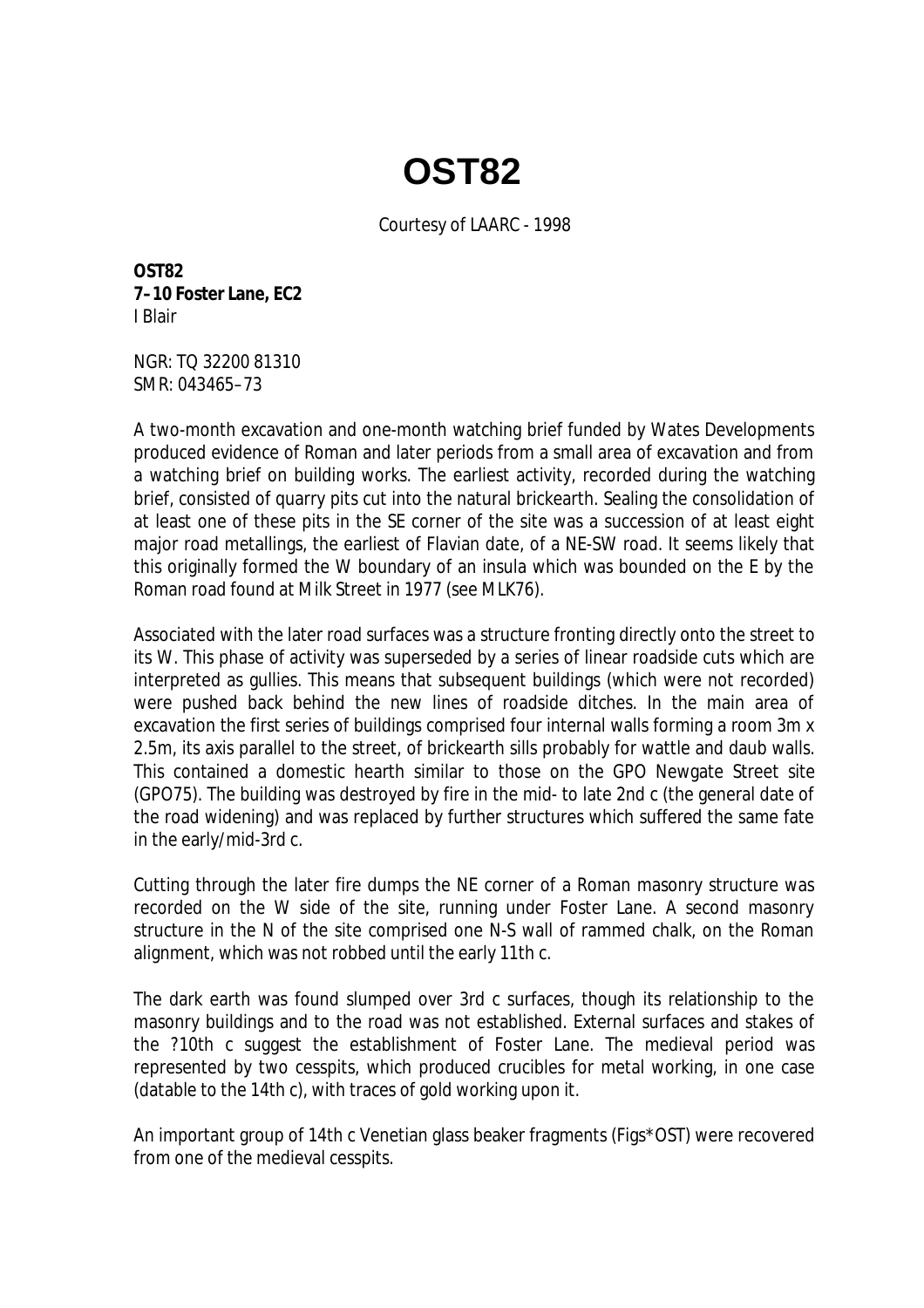# OST82

Courtesy of LAARC - 1998

**OST82**
**7–10 Foster Lane, EC2**
I Blair

NGR: TQ 32200 81310
SMR: 043465–73

A two-month excavation and one-month watching brief funded by Wates Developments produced evidence of Roman and later periods from a small area of excavation and from a watching brief on building works. The earliest activity, recorded during the watching brief, consisted of quarry pits cut into the natural brickearth. Sealing the consolidation of at least one of these pits in the SE corner of the site was a succession of at least eight major road metallings, the earliest of Flavian date, of a NE-SW road. It seems likely that this originally formed the W boundary of an insula which was bounded on the E by the Roman road found at Milk Street in 1977 (see MLK76).

Associated with the later road surfaces was a structure fronting directly onto the street to its W. This phase of activity was superseded by a series of linear roadside cuts which are interpreted as gullies. This means that subsequent buildings (which were not recorded) were pushed back behind the new lines of roadside ditches. In the main area of excavation the first series of buildings comprised four internal walls forming a room 3m x 2.5m, its axis parallel to the street, of brickearth sills probably for wattle and daub walls. This contained a domestic hearth similar to those on the GPO Newgate Street site (GPO75). The building was destroyed by fire in the mid- to late 2nd c (the general date of the road widening) and was replaced by further structures which suffered the same fate in the early/mid-3rd c.

Cutting through the later fire dumps the NE corner of a Roman masonry structure was recorded on the W side of the site, running under Foster Lane. A second masonry structure in the N of the site comprised one N-S wall of rammed chalk, on the Roman alignment, which was not robbed until the early 11th c.

The dark earth was found slumped over 3rd c surfaces, though its relationship to the masonry buildings and to the road was not established. External surfaces and stakes of the ?10th c suggest the establishment of Foster Lane. The medieval period was represented by two cesspits, which produced crucibles for metal working, in one case (datable to the 14th c), with traces of gold working upon it.

An important group of 14th c Venetian glass beaker fragments (Figs*OST) were recovered from one of the medieval cesspits.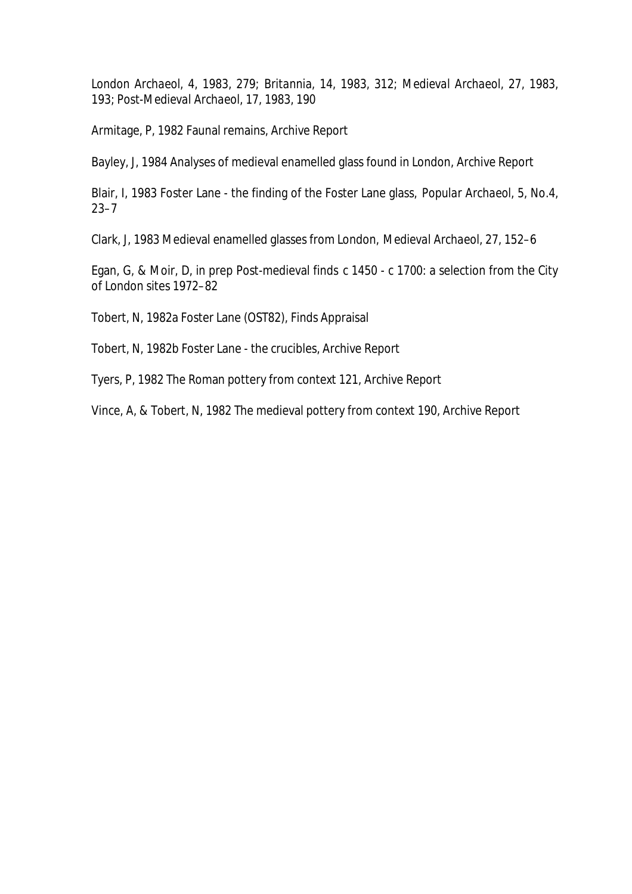*London Archaeol*, 4, 1983, 279; *Britannia*, 14, 1983, 312; *Medieval Archaeol*, 27, 1983, 193; *Post-Medieval Archaeol*, 17, 1983, 190

Armitage, P, 1982 Faunal remains, Archive Report

Bayley, J, 1984 Analyses of medieval enamelled glass found in London, Archive Report

Blair, I, 1983 Foster Lane - the finding of the Foster Lane glass, *Popular Archaeol*, 5, No.4, 23–7

Clark, J, 1983 Medieval enamelled glasses from London, *Medieval Archaeol*, 27, 152–6

Egan, G, & Moir, D, in prep Post-medieval finds c 1450 - c 1700: a selection from the City of London sites 1972–82

Tobert, N, 1982a Foster Lane (OST82), Finds Appraisal

Tobert, N, 1982b Foster Lane - the crucibles, Archive Report

Tyers, P, 1982 The Roman pottery from context 121, Archive Report

Vince, A, & Tobert, N, 1982 The medieval pottery from context 190, Archive Report